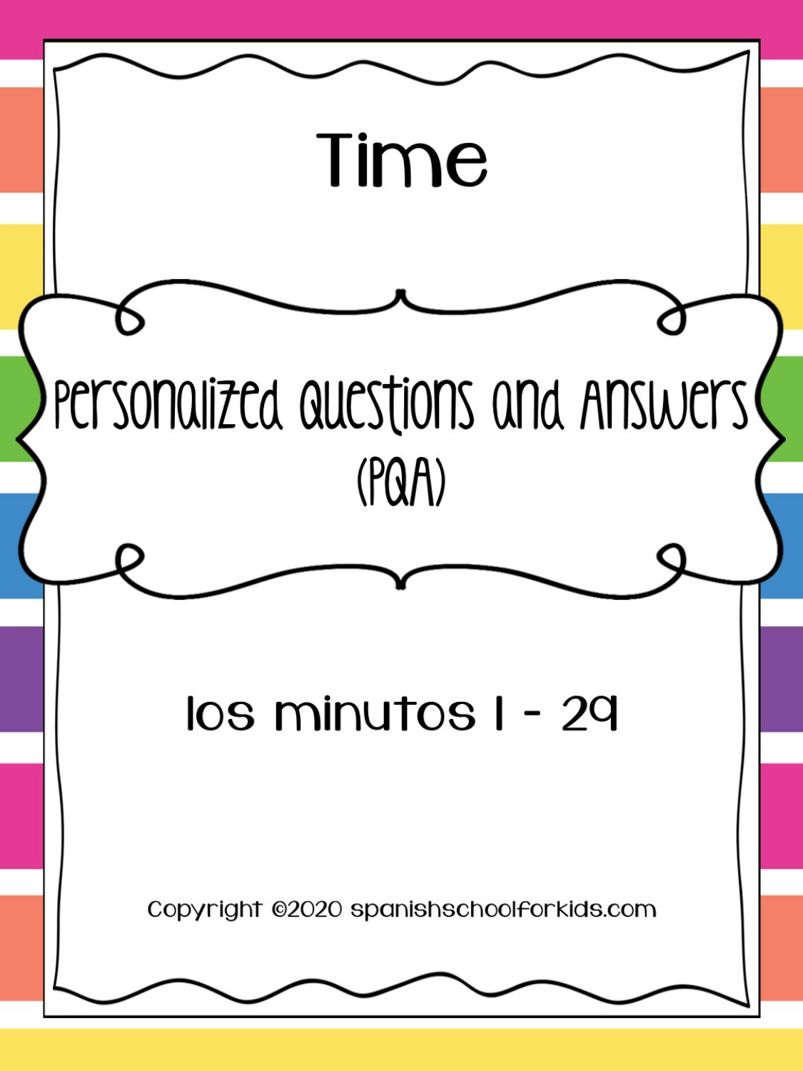# Time

## Personalized Questions and Answers (PQA)

los minutos 1 - 29

Copyright ©2020 spanishschoolforkids.com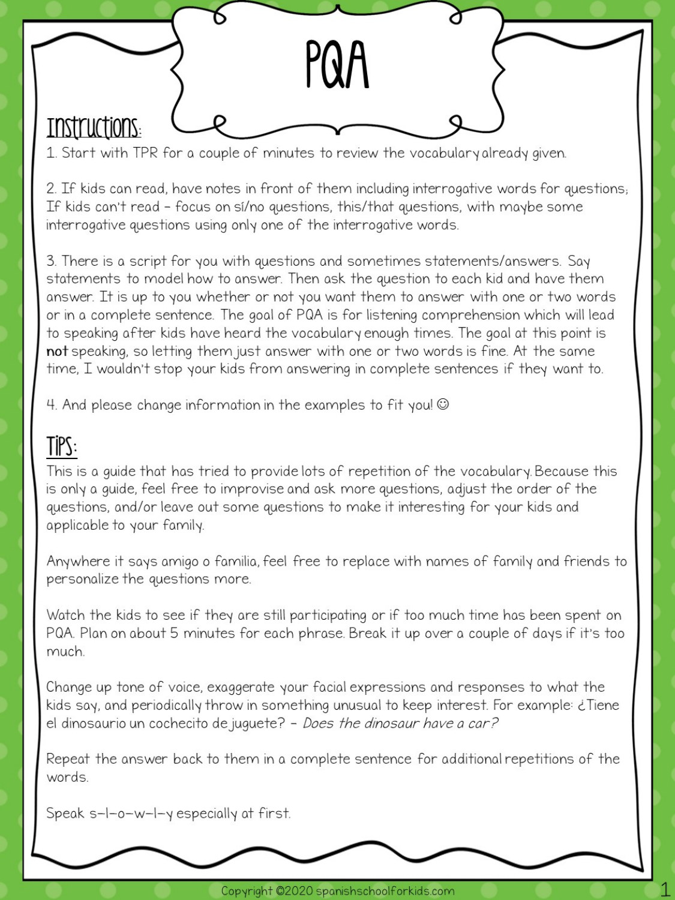# PQA

## Instructions:

1. Start with TPR for a couple of minutes to review the vocabulary already given.

2. If kids can read, have notes in front of them including interrogative words for questions; If kids can't read – focus on sí/no questions, this/that questions, with maybe some interrogative questions using only one of the interrogative words.

3. There is a script for you with questions and sometimes statements/answers. Say statements to model how to answer. Then ask the question to each kid and have them answer. It is up to you whether or not you want them to answer with one or two words or in a complete sentence. The goal of PQA is for listening comprehension which will lead to speaking after kids have heard the vocabulary enough times. The goal at this point is **not** speaking, so letting them just answer with one or two words is fine. At the same time, I wouldn't stop your kids from answering in complete sentences if they want to.

4. And please change information in the examples to fit you! ☺

## Tips:

This is a guide that has tried to provide lots of repetition of the vocabulary. Because this is only a guide, feel free to improvise and ask more questions, adjust the order of the questions, and/or leave out some questions to make it interesting for your kids and applicable to your family.

Anywhere it says amigo o familia, feel free to replace with names of family and friends to personalize the questions more.

Watch the kids to see if they are still participating or if too much time has been spent on PQA. Plan on about 5 minutes for each phrase. Break it up over a couple of days if it's too much.

Change up tone of voice, exaggerate your facial expressions and responses to what the kids say, and periodically throw in something unusual to keep interest. For example: ¿Tiene el dinosaurio un cochecito de juguete? – *Does the dinosaur have a car?*

Repeat the answer back to them in a complete sentence for additional repetitions of the words.

Speak s-l-o-w-l-y especially at first.

Copyright ©2020 spanishschoolforkids.com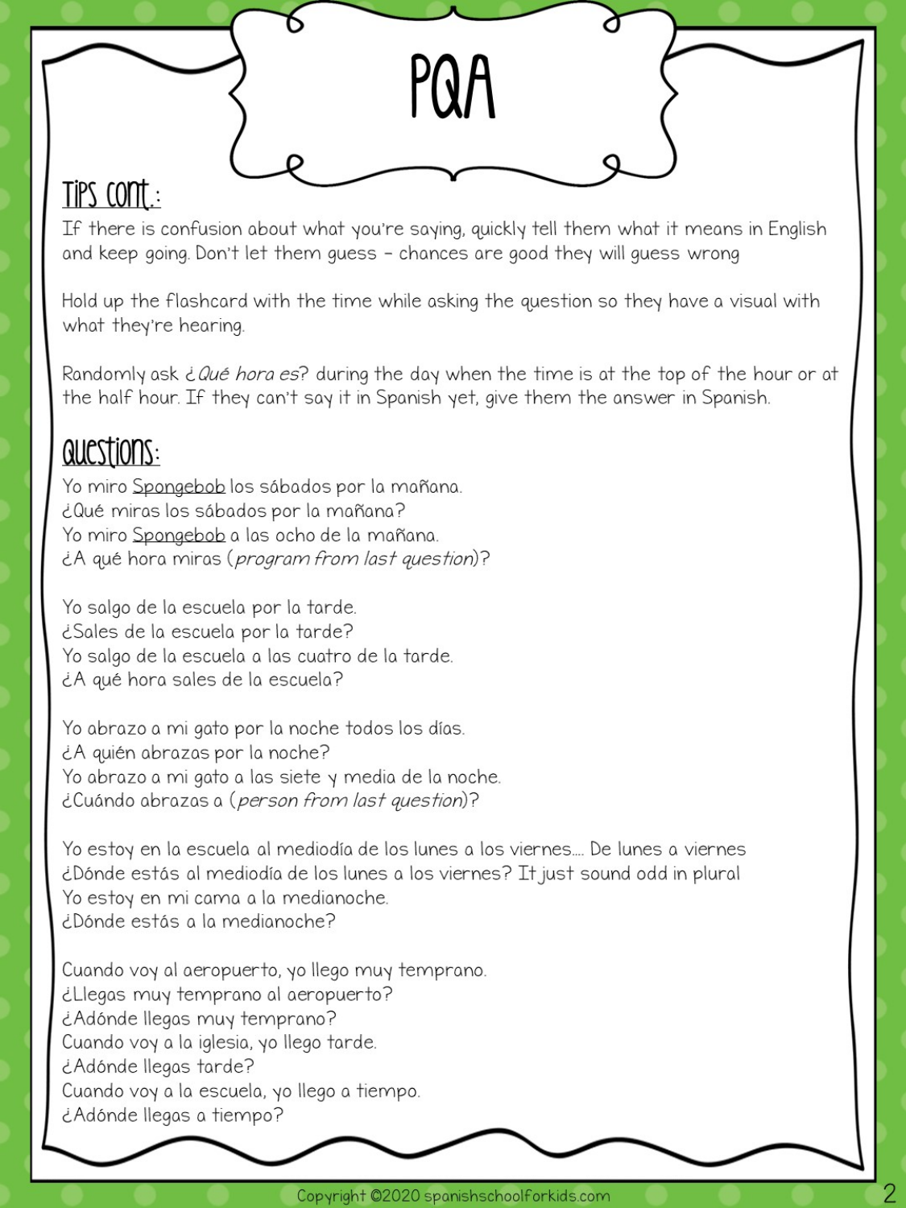# PQA

## Tips cont.:

If there is confusion about what you're saying, quickly tell them what it means in English and keep going. Don't let them guess – chances are good they will guess wrong

Hold up the flashcard with the time while asking the question so they have a visual with what they're hearing.

Randomly ask *¿Qué hora es?* during the day when the time is at the top of the hour or at the half hour. If they can't say it in Spanish yet, give them the answer in Spanish.

## Questions:

Yo miro Spongebob los sábados por la mañana.
¿Qué miras los sábados por la mañana?
Yo miro Spongebob a las ocho de la mañana.
¿A qué hora miras (*program from last question*)?

Yo salgo de la escuela por la tarde.
¿Sales de la escuela por la tarde?
Yo salgo de la escuela a las cuatro de la tarde.
¿A qué hora sales de la escuela?

Yo abrazo a mi gato por la noche todos los días.
¿A quién abrazas por la noche?
Yo abrazo a mi gato a las siete y media de la noche.
¿Cuándo abrazas a (*person from last question*)?

Yo estoy en la escuela al mediodía de los lunes a los viernes.... De lunes a viernes
¿Dónde estás al mediodía de los lunes a los viernes? It just sound odd in plural
Yo estoy en mi cama a la medianoche.
¿Dónde estás a la medianoche?

Cuando voy al aeropuerto, yo llego muy temprano.
¿Llegas muy temprano al aeropuerto?
¿Adónde llegas muy temprano?
Cuando voy a la iglesia, yo llego tarde.
¿Adónde llegas tarde?
Cuando voy a la escuela, yo llego a tiempo.
¿Adónde llegas a tiempo?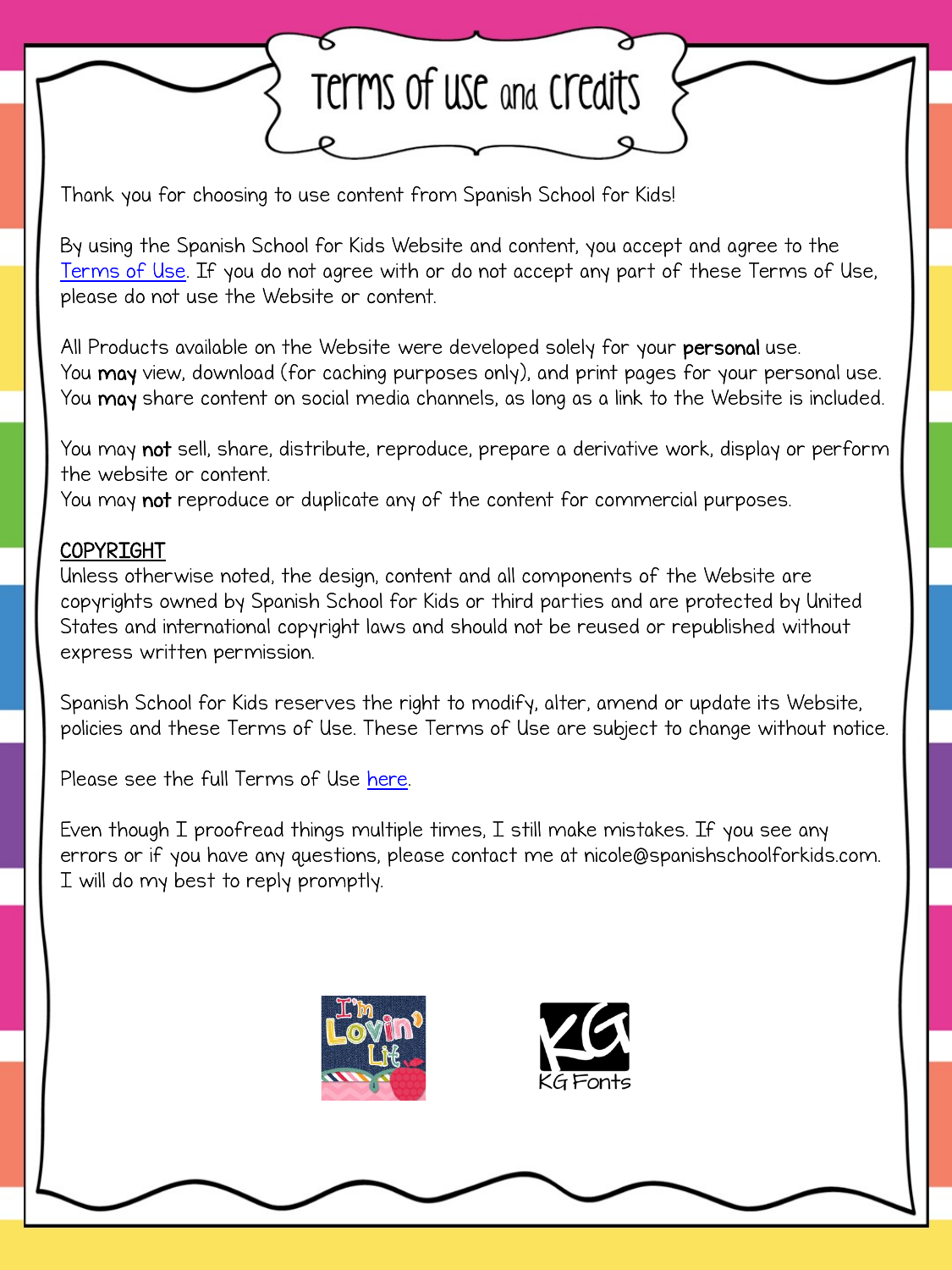# Terms of Use and Credits

Thank you for choosing to use content from Spanish School for Kids!

By using the Spanish School for Kids Website and content, you accept and agree to the Terms of Use. If you do not agree with or do not accept any part of these Terms of Use, please do not use the Website or content.

All Products available on the Website were developed solely for your **personal** use.
You **may** view, download (for caching purposes only), and print pages for your personal use.
You **may** share content on social media channels, as long as a link to the Website is included.

You may **not** sell, share, distribute, reproduce, prepare a derivative work, display or perform the website or content.
You may **not** reproduce or duplicate any of the content for commercial purposes.

**COPYRIGHT**
Unless otherwise noted, the design, content and all components of the Website are copyrights owned by Spanish School for Kids or third parties and are protected by United States and international copyright laws and should not be reused or republished without express written permission.

Spanish School for Kids reserves the right to modify, alter, amend or update its Website, policies and these Terms of Use. These Terms of Use are subject to change without notice.

Please see the full Terms of Use here.

Even though I proofread things multiple times, I still make mistakes. If you see any errors or if you have any questions, please contact me at nicole@spanishschoolforkids.com. I will do my best to reply promptly.

I'm Lovin' Lit

KG Fonts